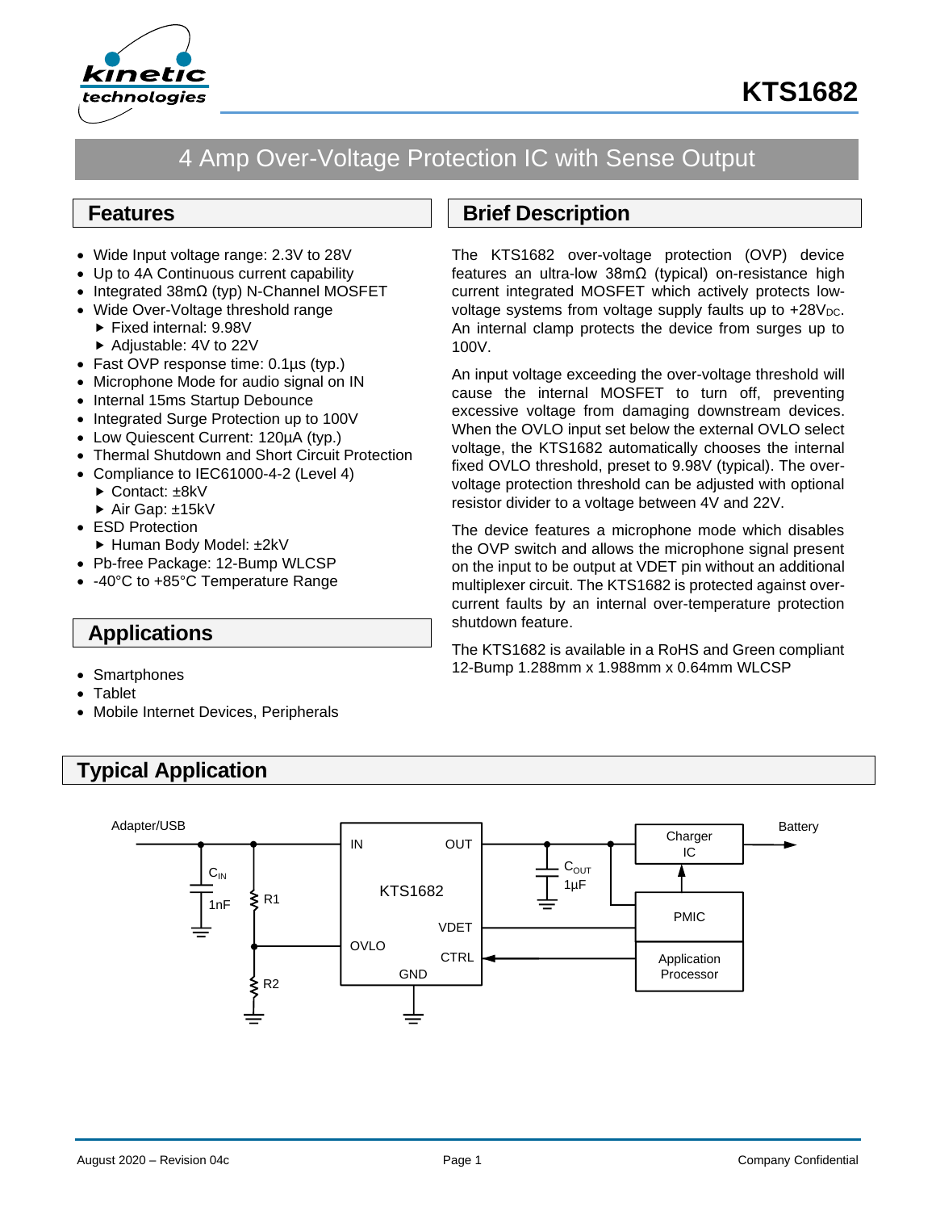# KTS1682

## 4 Amp Over-Voltage Protection IC with Sense Output

## Features

- Wide Input voltage range: 2.3V to 28V
- Up to 4A Continuous current capability
- Integrated 38mΩ (typ) N-Channel MOSFET
- Wide Over-Voltage threshold range
  - Fixed internal: 9.98V
  - Adjustable: 4V to 22V
- Fast OVP response time: 0.1µs (typ.)
- Microphone Mode for audio signal on IN
- Internal 15ms Startup Debounce
- Integrated Surge Protection up to 100V
- Low Quiescent Current: 120µA (typ.)
- Thermal Shutdown and Short Circuit Protection
- Compliance to IEC61000-4-2 (Level 4)
  - Contact: ±8kV
  - Air Gap: ±15kV
- ESD Protection
  - Human Body Model: ±2kV
- Pb-free Package: 12-Bump WLCSP
- -40°C to +85°C Temperature Range

## Applications

- Smartphones
- Tablet
- Mobile Internet Devices, Peripherals

## Brief Description

The KTS1682 over-voltage protection (OVP) device features an ultra-low 38mΩ (typical) on-resistance high current integrated MOSFET which actively protects low-voltage systems from voltage supply faults up to $+28V_{DC}$. An internal clamp protects the device from surges up to 100V.

An input voltage exceeding the over-voltage threshold will cause the internal MOSFET to turn off, preventing excessive voltage from damaging downstream devices. When the OVLO input set below the external OVLO select voltage, the KTS1682 automatically chooses the internal fixed OVLO threshold, preset to 9.98V (typical). The over-voltage protection threshold can be adjusted with optional resistor divider to a voltage between 4V and 22V.

The device features a microphone mode which disables the OVP switch and allows the microphone signal present on the input to be output at VDET pin without an additional multiplexer circuit. The KTS1682 is protected against over-current faults by an internal over-temperature protection shutdown feature.

The KTS1682 is available in a RoHS and Green compliant 12-Bump 1.288mm x 1.988mm x 0.64mm WLCSP

## Typical Application

Adapter/USB — $C_{IN}$ 1nF — R1 — R2 — IN — OUT — OVLO — VDET — CTRL — GND — KTS1682 — $C_{OUT}$ 1µF — Charger IC — PMIC — Application Processor — Battery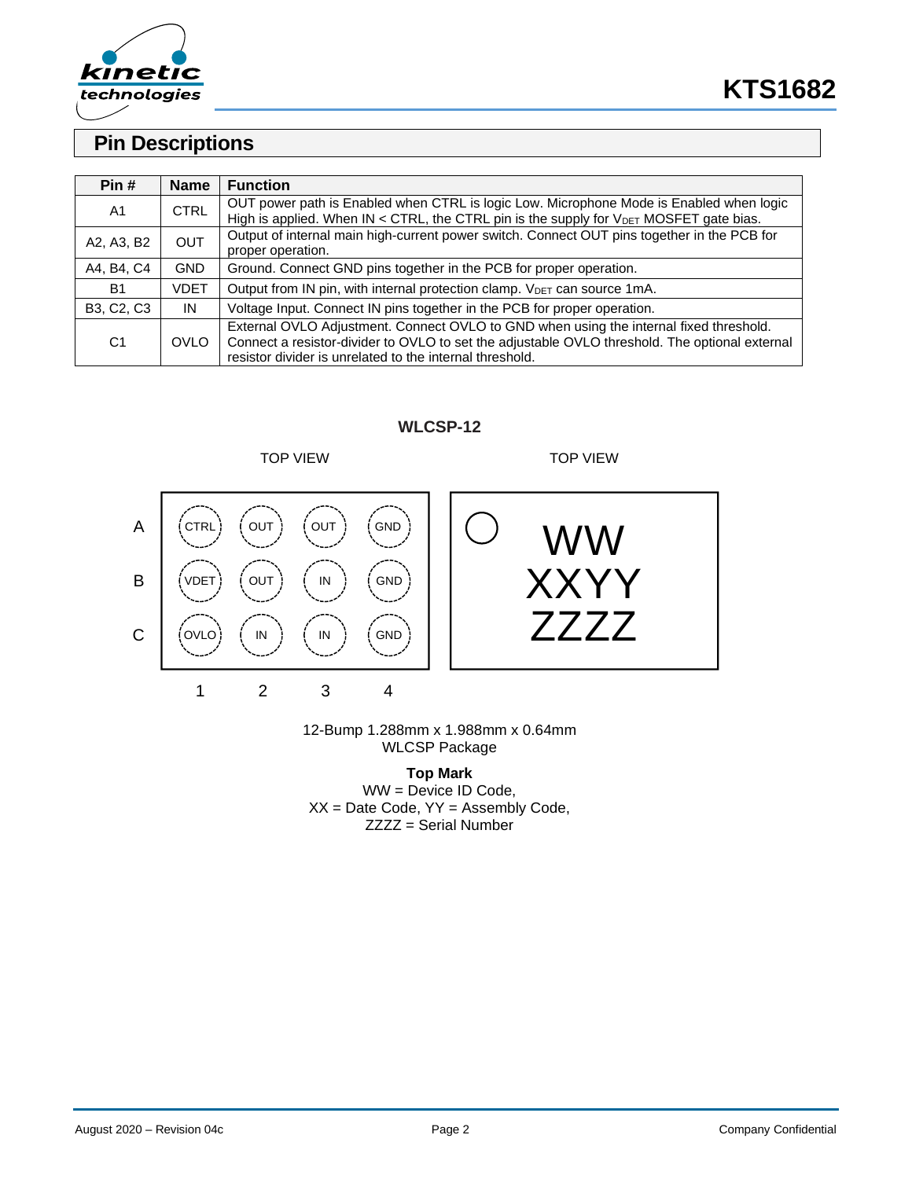## Pin Descriptions

| Pin # | Name | Function |
|---|---|---|
| A1 | CTRL | OUT power path is Enabled when CTRL is logic Low. Microphone Mode is Enabled when logic High is applied. When IN < CTRL, the CTRL pin is the supply for $V_{DET}$ MOSFET gate bias. |
| A2, A3, B2 | OUT | Output of internal main high-current power switch. Connect OUT pins together in the PCB for proper operation. |
| A4, B4, C4 | GND | Ground. Connect GND pins together in the PCB for proper operation. |
| B1 | VDET | Output from IN pin, with internal protection clamp. $V_{DET}$ can source 1mA. |
| B3, C2, C3 | IN | Voltage Input. Connect IN pins together in the PCB for proper operation. |
| C1 | OVLO | External OVLO Adjustment. Connect OVLO to GND when using the internal fixed threshold. Connect a resistor-divider to OVLO to set the adjustable OVLO threshold. The optional external resistor divider is unrelated to the internal threshold. |

**WLCSP-12**

TOP VIEW

| | 1 | 2 | 3 | 4 |
|---|---|---|---|---|
| A | CTRL | OUT | OUT | GND |
| B | VDET | OUT | IN | GND |
| C | OVLO | IN | IN | GND |

TOP VIEW

WW
XXYY
ZZZZ

12-Bump 1.288mm x 1.988mm x 0.64mm
WLCSP Package

**Top Mark**
WW = Device ID Code,
XX = Date Code, YY = Assembly Code,
ZZZZ = Serial Number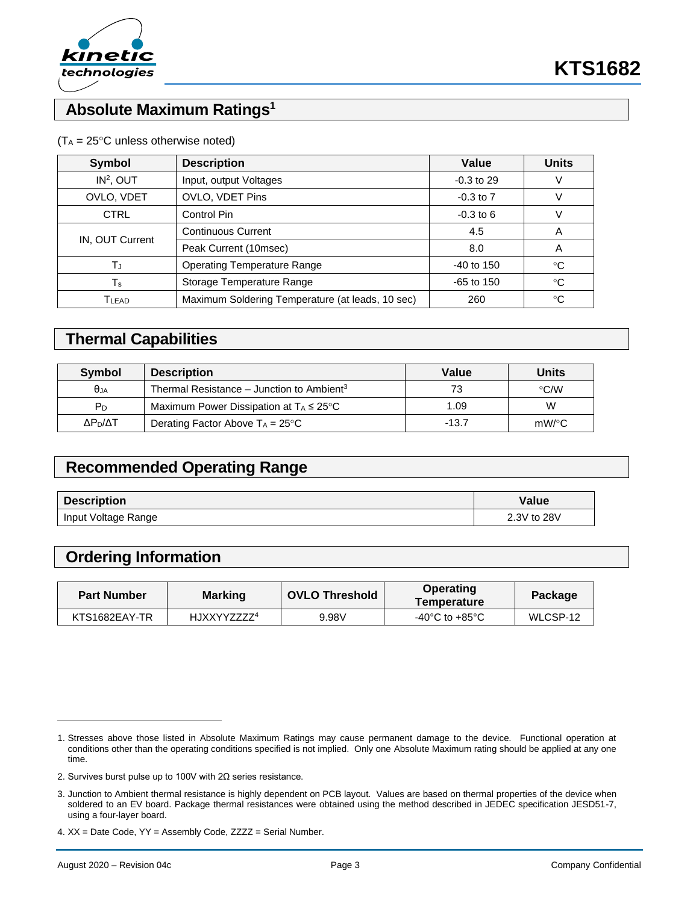## Absolute Maximum Ratings[1]

($T_A$ = 25°C unless otherwise noted)

| Symbol | Description | Value | Units |
|---|---|---|---|
| IN[2], OUT | Input, output Voltages | -0.3 to 29 | V |
| OVLO, VDET | OVLO, VDET Pins | -0.3 to 7 | V |
| CTRL | Control Pin | -0.3 to 6 | V |
| IN, OUT Current | Continuous Current | 4.5 | A |
| | Peak Current (10msec) | 8.0 | A |
| $T_J$ | Operating Temperature Range | -40 to 150 | °C |
| $T_S$ | Storage Temperature Range | -65 to 150 | °C |
| $T_{LEAD}$ | Maximum Soldering Temperature (at leads, 10 sec) | 260 | °C |

## Thermal Capabilities

| Symbol | Description | Value | Units |
|---|---|---|---|
| $\theta_{JA}$ | Thermal Resistance – Junction to Ambient[3] | 73 | °C/W |
| $P_D$ | Maximum Power Dissipation at $T_A \leq 25°C$ | 1.09 | W |
| $\Delta P_D/\Delta T$ | Derating Factor Above $T_A$ = 25°C | -13.7 | mW/°C |

## Recommended Operating Range

| Description | Value |
|---|---|
| Input Voltage Range | 2.3V to 28V |

## Ordering Information

| Part Number | Marking | OVLO Threshold | Operating Temperature | Package |
|---|---|---|---|---|
| KTS1682EAY-TR | HJXXYYZZZZ[4] | 9.98V | -40°C to +85°C | WLCSP-12 |

---

1. Stresses above those listed in Absolute Maximum Ratings may cause permanent damage to the device. Functional operation at conditions other than the operating conditions specified is not implied. Only one Absolute Maximum rating should be applied at any one time.
2. Survives burst pulse up to 100V with 2Ω series resistance.
3. Junction to Ambient thermal resistance is highly dependent on PCB layout. Values are based on thermal properties of the device when soldered to an EV board. Package thermal resistances were obtained using the method described in JEDEC specification JESD51-7, using a four-layer board.
4. XX = Date Code, YY = Assembly Code, ZZZZ = Serial Number.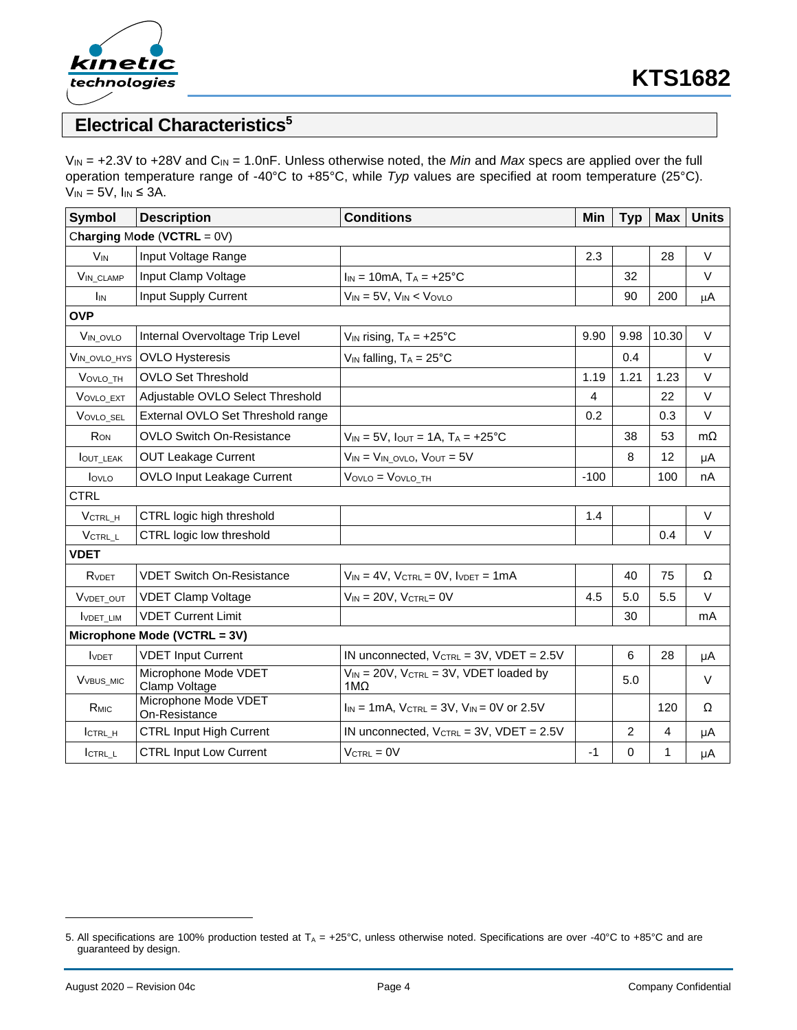## Electrical Characteristics[5]

$V_{IN}$ = +2.3V to +28V and $C_{IN}$ = 1.0nF. Unless otherwise noted, the *Min* and *Max* specs are applied over the full operation temperature range of -40°C to +85°C, while *Typ* values are specified at room temperature (25°C). $V_{IN}$ = 5V, $I_{IN}$ ≤ 3A.

| Symbol | Description | Conditions | Min | Typ | Max | Units |
|---|---|---|---|---|---|---|
| **Charging Mode (VCTRL = 0V)** | | | | | | |
| $V_{IN}$ | Input Voltage Range | | 2.3 | | 28 | V |
| $V_{IN\_CLAMP}$ | Input Clamp Voltage | $I_{IN}$ = 10mA, $T_A$ = +25°C | | 32 | | V |
| $I_{IN}$ | Input Supply Current | $V_{IN}$ = 5V, $V_{IN}$ < $V_{OVLO}$ | | 90 | 200 | μA |
| **OVP** | | | | | | |
| $V_{IN\_OVLO}$ | Internal Overvoltage Trip Level | $V_{IN}$ rising, $T_A$ = +25°C | 9.90 | 9.98 | 10.30 | V |
| $V_{IN\_OVLO\_HYS}$ | OVLO Hysteresis | $V_{IN}$ falling, $T_A$ = 25°C | | 0.4 | | V |
| $V_{OVLO\_TH}$ | OVLO Set Threshold | | 1.19 | 1.21 | 1.23 | V |
| $V_{OVLO\_EXT}$ | Adjustable OVLO Select Threshold | | 4 | | 22 | V |
| $V_{OVLO\_SEL}$ | External OVLO Set Threshold range | | 0.2 | | 0.3 | V |
| $R_{ON}$ | OVLO Switch On-Resistance | $V_{IN}$ = 5V, $I_{OUT}$ = 1A, $T_A$ = +25°C | | 38 | 53 | mΩ |
| $I_{OUT\_LEAK}$ | OUT Leakage Current | $V_{IN}$ = $V_{IN\_OVLO}$, $V_{OUT}$ = 5V | | 8 | 12 | μA |
| $I_{OVLO}$ | OVLO Input Leakage Current | $V_{OVLO}$ = $V_{OVLO\_TH}$ | -100 | | 100 | nA |
| CTRL | | | | | | |
| $V_{CTRL\_H}$ | CTRL logic high threshold | | 1.4 | | | V |
| $V_{CTRL\_L}$ | CTRL logic low threshold | | | | 0.4 | V |
| **VDET** | | | | | | |
| $R_{VDET}$ | VDET Switch On-Resistance | $V_{IN}$ = 4V, $V_{CTRL}$ = 0V, $I_{VDET}$ = 1mA | | 40 | 75 | Ω |
| $V_{VDET\_OUT}$ | VDET Clamp Voltage | $V_{IN}$ = 20V, $V_{CTRL}$= 0V | 4.5 | 5.0 | 5.5 | V |
| $I_{VDET\_LIM}$ | VDET Current Limit | | | 30 | | mA |
| **Microphone Mode (VCTRL = 3V)** | | | | | | |
| $I_{VDET}$ | VDET Input Current | IN unconnected, $V_{CTRL}$ = 3V, VDET = 2.5V | | 6 | 28 | μA |
| $V_{VBUS\_MIC}$ | Microphone Mode VDET Clamp Voltage | $V_{IN}$ = 20V, $V_{CTRL}$ = 3V, VDET loaded by 1MΩ | | 5.0 | | V |
| $R_{MIC}$ | Microphone Mode VDET On-Resistance | $I_{IN}$ = 1mA, $V_{CTRL}$ = 3V, $V_{IN}$ = 0V or 2.5V | | | 120 | Ω |
| $I_{CTRL\_H}$ | CTRL Input High Current | IN unconnected, $V_{CTRL}$ = 3V, VDET = 2.5V | | 2 | 4 | μA |
| $I_{CTRL\_L}$ | CTRL Input Low Current | $V_{CTRL}$ = 0V | -1 | 0 | 1 | μA |

5. All specifications are 100% production tested at $T_A$ = +25°C, unless otherwise noted. Specifications are over -40°C to +85°C and are guaranteed by design.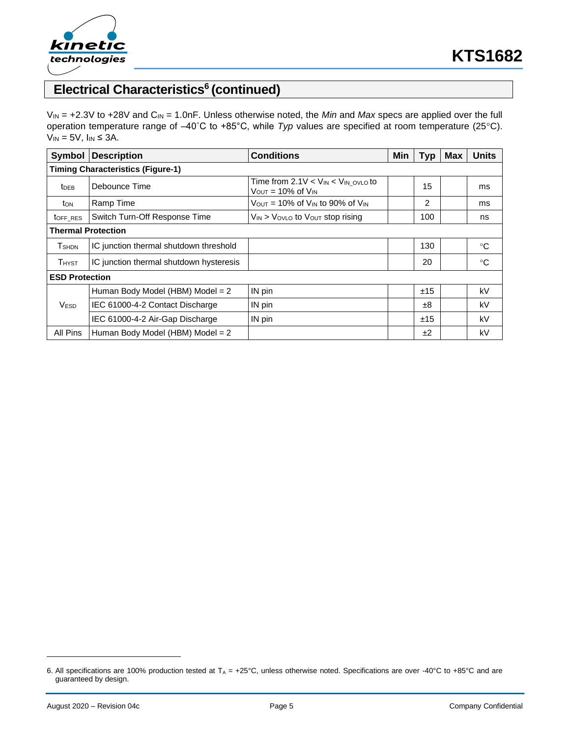## Electrical Characteristics[6] (continued)

$V_{IN}$ = +2.3V to +28V and $C_{IN}$ = 1.0nF. Unless otherwise noted, the *Min* and *Max* specs are applied over the full operation temperature range of –40˚C to +85°C, while *Typ* values are specified at room temperature (25°C). $V_{IN}$ = 5V, $I_{IN}$ ≤ 3A.

| Symbol | Description | Conditions | Min | Typ | Max | Units |
|---|---|---|---|---|---|---|
| **Timing Characteristics (Figure-1)** | | | | | | |
| $t_{DEB}$ | Debounce Time | Time from 2.1V < $V_{IN}$ < $V_{IN\_OVLO}$ to $V_{OUT}$ = 10% of $V_{IN}$ | | 15 | | ms |
| $t_{ON}$ | Ramp Time | $V_{OUT}$ = 10% of $V_{IN}$ to 90% of $V_{IN}$ | | 2 | | ms |
| $t_{OFF\_RES}$ | Switch Turn-Off Response Time | $V_{IN}$ > $V_{OVLO}$ to $V_{OUT}$ stop rising | | 100 | | ns |
| **Thermal Protection** | | | | | | |
| $T_{SHDN}$ | IC junction thermal shutdown threshold | | | 130 | | °C |
| $T_{HYST}$ | IC junction thermal shutdown hysteresis | | | 20 | | °C |
| **ESD Protection** | | | | | | |
| $V_{ESD}$ | Human Body Model (HBM) Model = 2 | IN pin | | ±15 | | kV |
| | IEC 61000-4-2 Contact Discharge | IN pin | | ±8 | | kV |
| | IEC 61000-4-2 Air-Gap Discharge | IN pin | | ±15 | | kV |
| All Pins | Human Body Model (HBM) Model = 2 | | | ±2 | | kV |

6. All specifications are 100% production tested at $T_A$ = +25°C, unless otherwise noted. Specifications are over -40°C to +85°C and are guaranteed by design.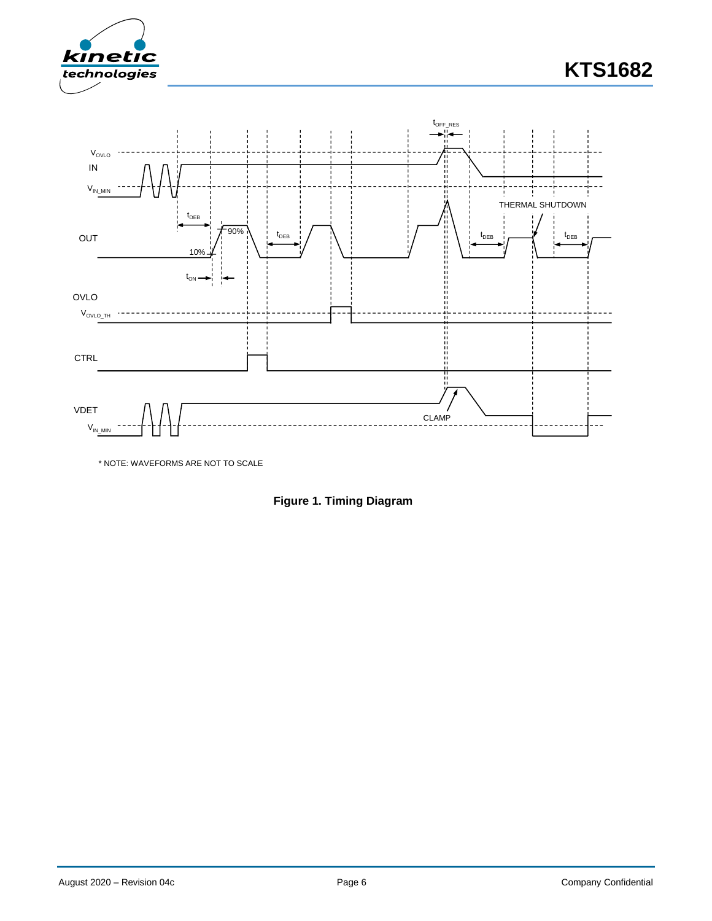\* NOTE: WAVEFORMS ARE NOT TO SCALE

**Figure 1. Timing Diagram**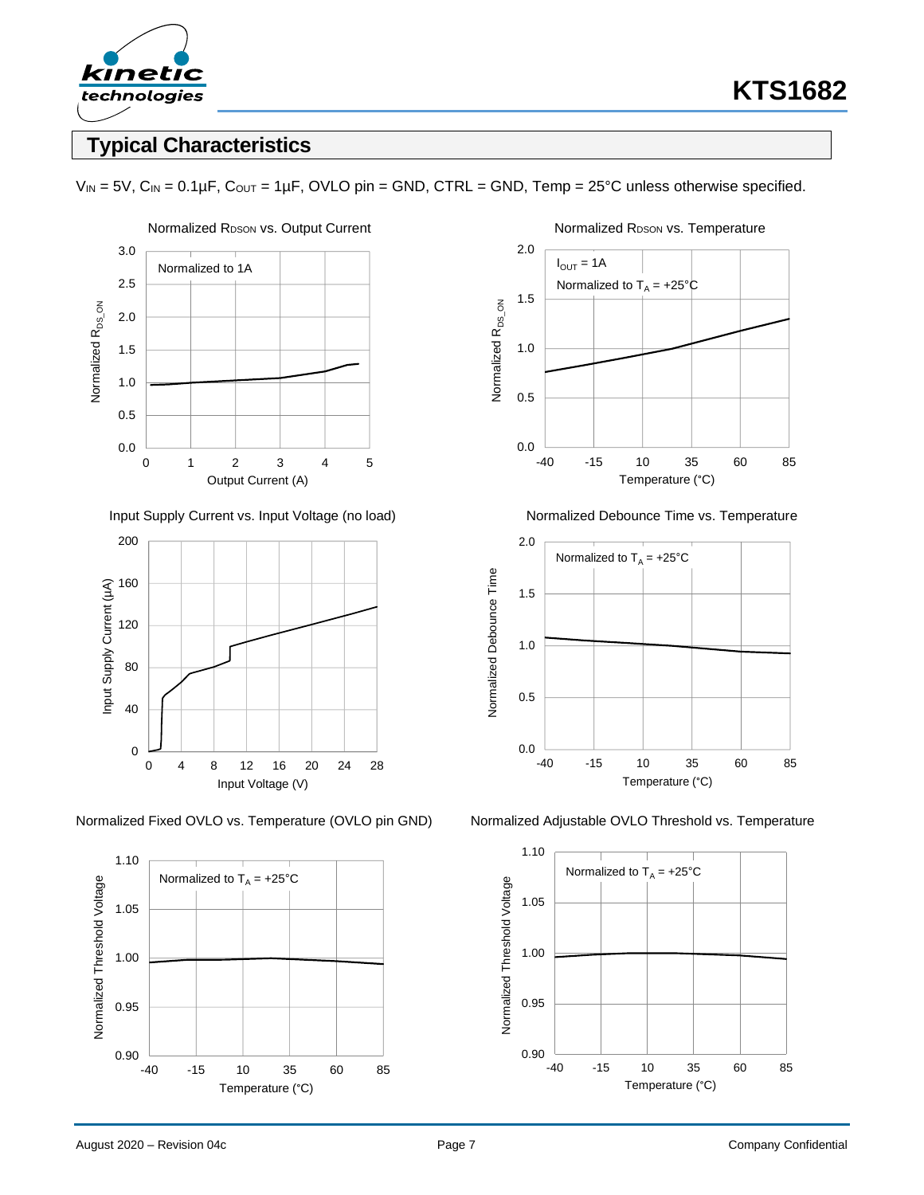## Typical Characteristics

$V_{IN}$ = 5V, $C_{IN}$ = 0.1µF, $C_{OUT}$ = 1µF, OVLO pin = GND, CTRL = GND, Temp = 25°C unless otherwise specified.

Normalized $R_{DSON}$ vs. Output Current

Normalized $R_{DSON}$ vs. Temperature

Input Supply Current vs. Input Voltage (no load)

Normalized Debounce Time vs. Temperature

Normalized Fixed OVLO vs. Temperature (OVLO pin GND)

Normalized Adjustable OVLO Threshold vs. Temperature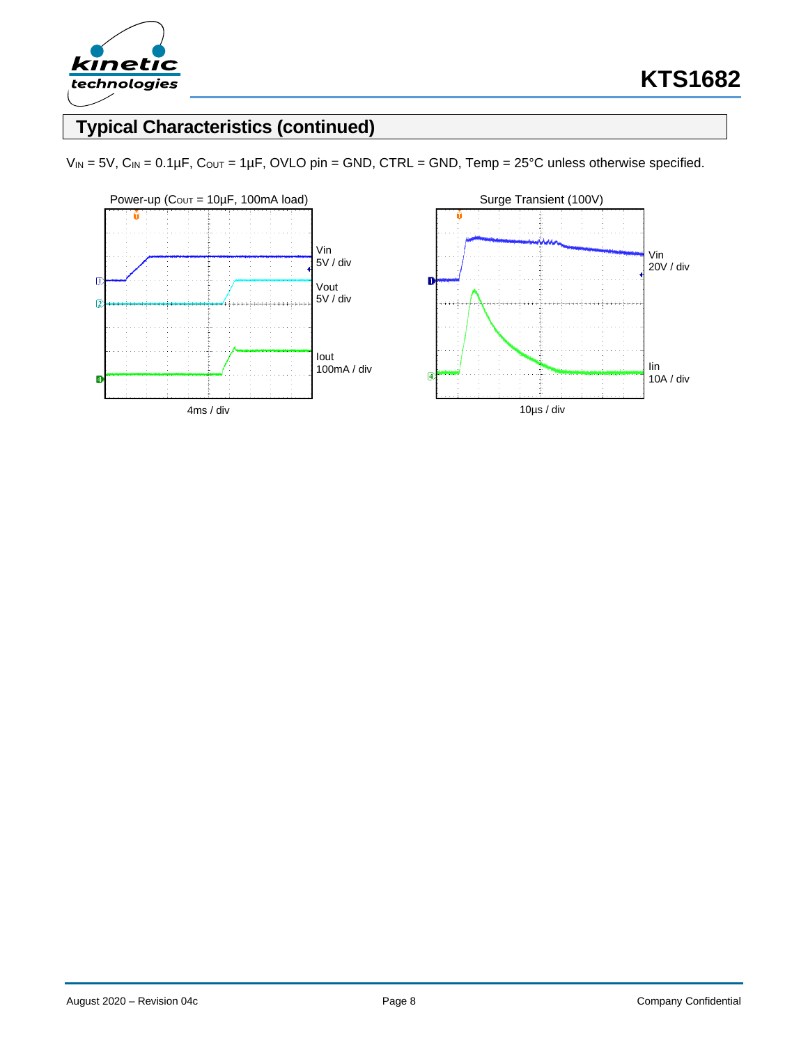## Typical Characteristics (continued)

$V_{IN}$ = 5V, $C_{IN}$ = 0.1µF, $C_{OUT}$ = 1µF, OVLO pin = GND, CTRL = GND, Temp = 25°C unless otherwise specified.

Power-up ($C_{OUT}$ = 10µF, 100mA load)

Vin 5V / div

Vout 5V / div

Iout 100mA / div

4ms / div

Surge Transient (100V)

Vin 20V / div

Iin 10A / div

10µs / div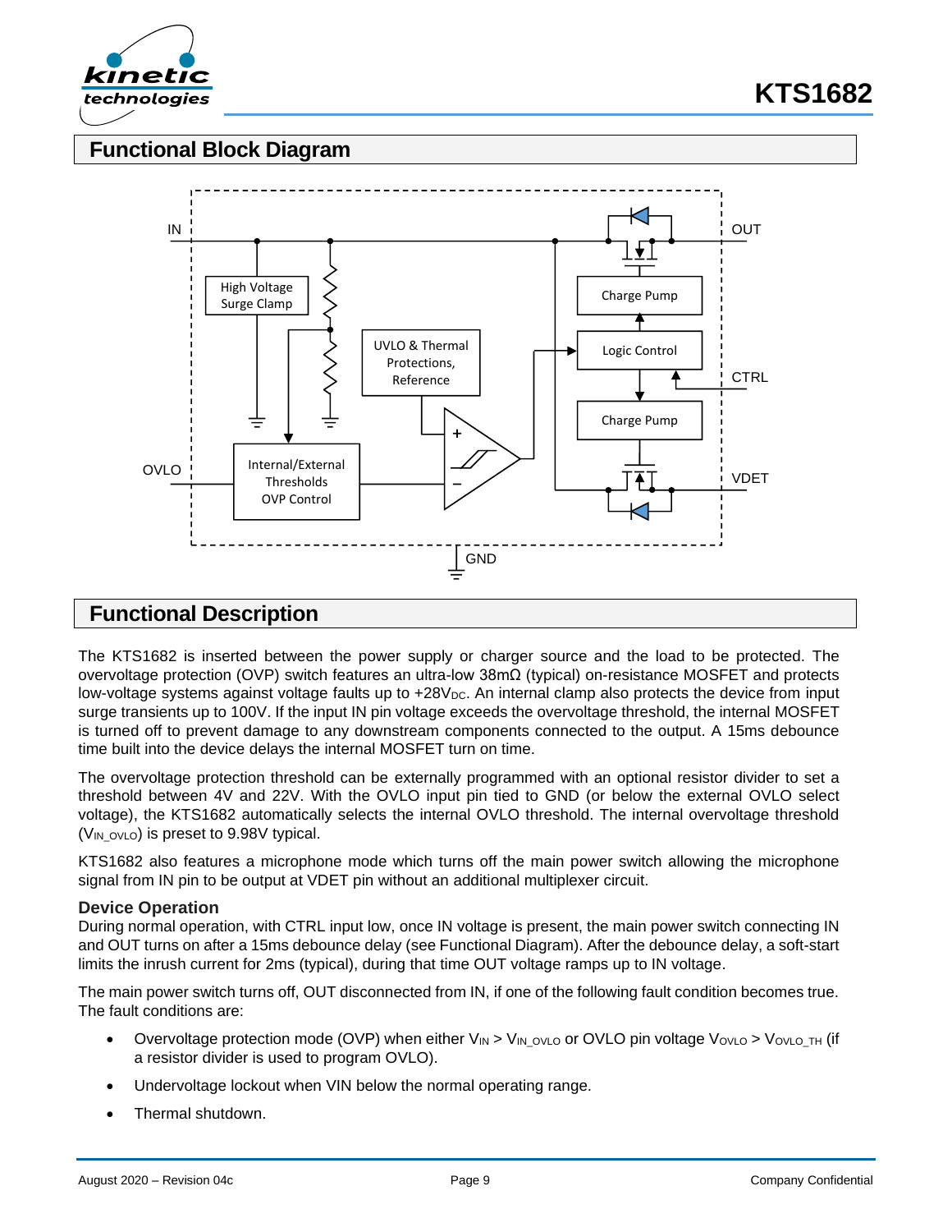## Functional Block Diagram

## Functional Description

The KTS1682 is inserted between the power supply or charger source and the load to be protected. The overvoltage protection (OVP) switch features an ultra-low 38mΩ (typical) on-resistance MOSFET and protects low-voltage systems against voltage faults up to +28$V_{DC}$. An internal clamp also protects the device from input surge transients up to 100V. If the input IN pin voltage exceeds the overvoltage threshold, the internal MOSFET is turned off to prevent damage to any downstream components connected to the output. A 15ms debounce time built into the device delays the internal MOSFET turn on time.

The overvoltage protection threshold can be externally programmed with an optional resistor divider to set a threshold between 4V and 22V. With the OVLO input pin tied to GND (or below the external OVLO select voltage), the KTS1682 automatically selects the internal OVLO threshold. The internal overvoltage threshold ($V_{IN\_OVLO}$) is preset to 9.98V typical.

KTS1682 also features a microphone mode which turns off the main power switch allowing the microphone signal from IN pin to be output at VDET pin without an additional multiplexer circuit.

### Device Operation

During normal operation, with CTRL input low, once IN voltage is present, the main power switch connecting IN and OUT turns on after a 15ms debounce delay (see Functional Diagram). After the debounce delay, a soft-start limits the inrush current for 2ms (typical), during that time OUT voltage ramps up to IN voltage.

The main power switch turns off, OUT disconnected from IN, if one of the following fault condition becomes true. The fault conditions are:

- Overvoltage protection mode (OVP) when either $V_{IN} > V_{IN\_OVLO}$ or OVLO pin voltage $V_{OVLO} > V_{OVLO\_TH}$ (if a resistor divider is used to program OVLO).
- Undervoltage lockout when VIN below the normal operating range.
- Thermal shutdown.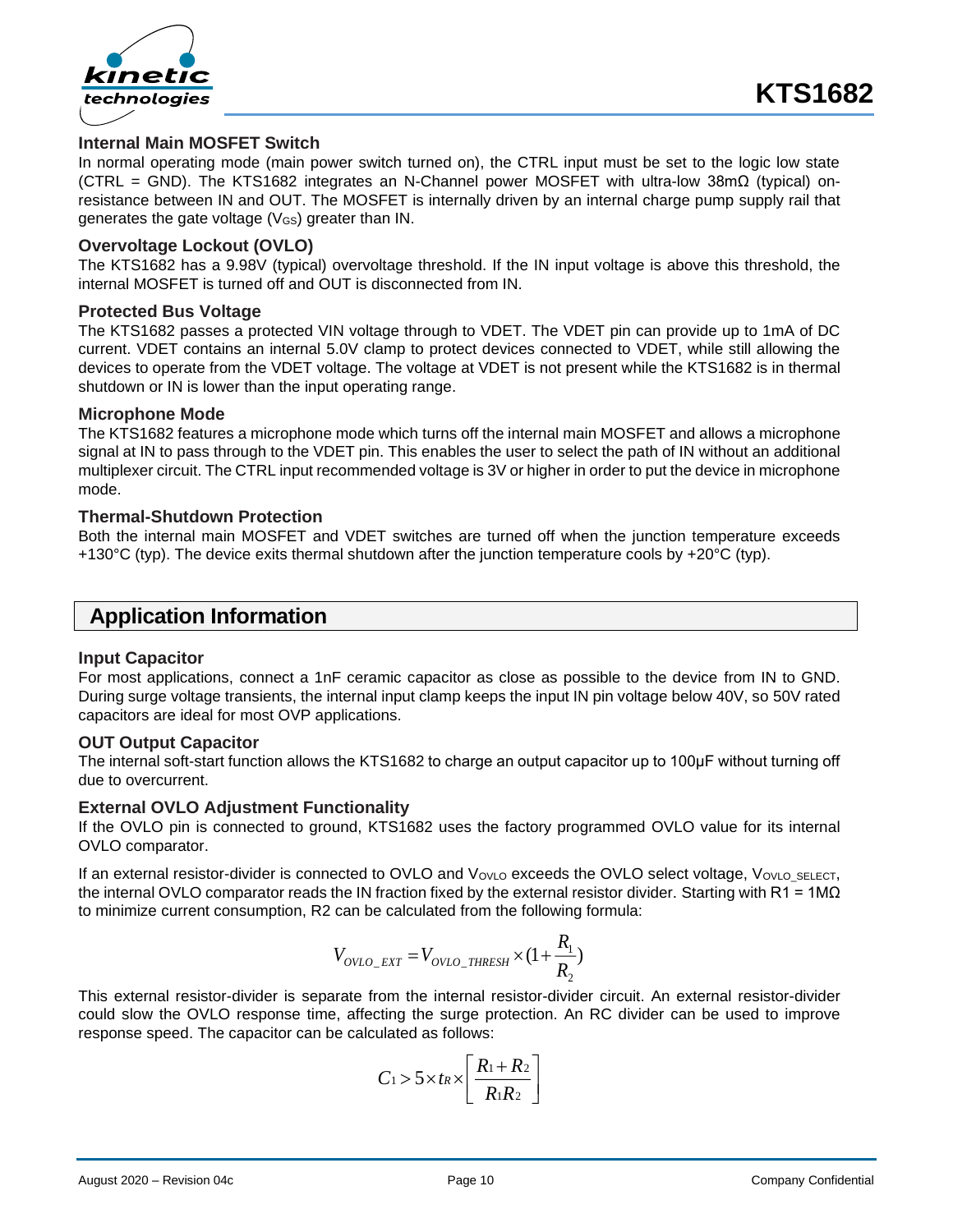### Internal Main MOSFET Switch

In normal operating mode (main power switch turned on), the CTRL input must be set to the logic low state (CTRL = GND). The KTS1682 integrates an N-Channel power MOSFET with ultra-low 38mΩ (typical) on-resistance between IN and OUT. The MOSFET is internally driven by an internal charge pump supply rail that generates the gate voltage ($V_{GS}$) greater than IN.

### Overvoltage Lockout (OVLO)

The KTS1682 has a 9.98V (typical) overvoltage threshold. If the IN input voltage is above this threshold, the internal MOSFET is turned off and OUT is disconnected from IN.

### Protected Bus Voltage

The KTS1682 passes a protected VIN voltage through to VDET. The VDET pin can provide up to 1mA of DC current. VDET contains an internal 5.0V clamp to protect devices connected to VDET, while still allowing the devices to operate from the VDET voltage. The voltage at VDET is not present while the KTS1682 is in thermal shutdown or IN is lower than the input operating range.

### Microphone Mode

The KTS1682 features a microphone mode which turns off the internal main MOSFET and allows a microphone signal at IN to pass through to the VDET pin. This enables the user to select the path of IN without an additional multiplexer circuit. The CTRL input recommended voltage is 3V or higher in order to put the device in microphone mode.

### Thermal-Shutdown Protection

Both the internal main MOSFET and VDET switches are turned off when the junction temperature exceeds +130°C (typ). The device exits thermal shutdown after the junction temperature cools by +20°C (typ).

## Application Information

### Input Capacitor

For most applications, connect a 1nF ceramic capacitor as close as possible to the device from IN to GND. During surge voltage transients, the internal input clamp keeps the input IN pin voltage below 40V, so 50V rated capacitors are ideal for most OVP applications.

### OUT Output Capacitor

The internal soft-start function allows the KTS1682 to charge an output capacitor up to 100µF without turning off due to overcurrent.

### External OVLO Adjustment Functionality

If the OVLO pin is connected to ground, KTS1682 uses the factory programmed OVLO value for its internal OVLO comparator.

If an external resistor-divider is connected to OVLO and $V_{OVLO}$ exceeds the OVLO select voltage, $V_{OVLO\_SELECT}$, the internal OVLO comparator reads the IN fraction fixed by the external resistor divider. Starting with R1 = 1MΩ to minimize current consumption, R2 can be calculated from the following formula:

$$V_{OVLO\_EXT} = V_{OVLO\_THRESH} \times (1 + \frac{R_1}{R_2})$$

This external resistor-divider is separate from the internal resistor-divider circuit. An external resistor-divider could slow the OVLO response time, affecting the surge protection. An RC divider can be used to improve response speed. The capacitor can be calculated as follows:

$$C_1 > 5 \times t_R \times \left[ \frac{R_1 + R_2}{R_1 R_2} \right]$$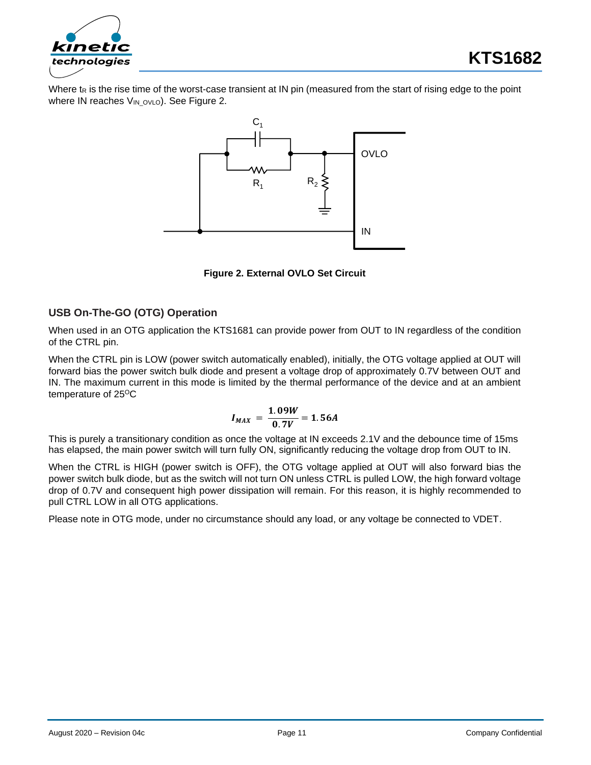Where $t_R$ is the rise time of the worst-case transient at IN pin (measured from the start of rising edge to the point where IN reaches $V_{IN\_OVLO}$). See Figure 2.

**Figure 2. External OVLO Set Circuit**

### USB On-The-GO (OTG) Operation

When used in an OTG application the KTS1681 can provide power from OUT to IN regardless of the condition of the CTRL pin.

When the CTRL pin is LOW (power switch automatically enabled), initially, the OTG voltage applied at OUT will forward bias the power switch bulk diode and present a voltage drop of approximately 0.7V between OUT and IN. The maximum current in this mode is limited by the thermal performance of the device and at an ambient temperature of 25°C

$$I_{MAX} = \frac{1.09W}{0.7V} = 1.56A$$

This is purely a transitionary condition as once the voltage at IN exceeds 2.1V and the debounce time of 15ms has elapsed, the main power switch will turn fully ON, significantly reducing the voltage drop from OUT to IN.

When the CTRL is HIGH (power switch is OFF), the OTG voltage applied at OUT will also forward bias the power switch bulk diode, but as the switch will not turn ON unless CTRL is pulled LOW, the high forward voltage drop of 0.7V and consequent high power dissipation will remain. For this reason, it is highly recommended to pull CTRL LOW in all OTG applications.

Please note in OTG mode, under no circumstance should any load, or any voltage be connected to VDET.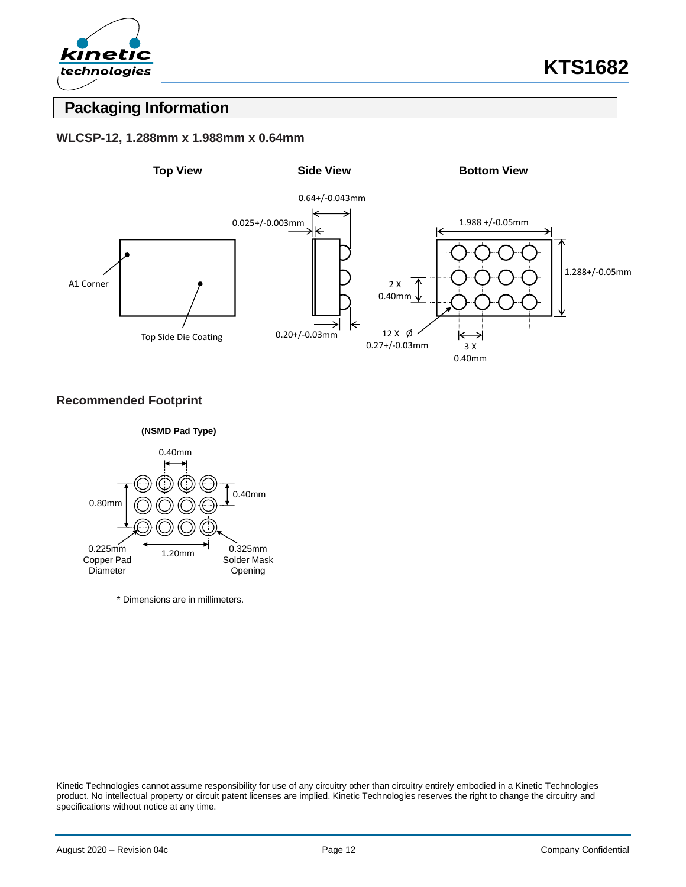## Packaging Information

### WLCSP-12, 1.288mm x 1.988mm x 0.64mm

Top View

A1 Corner

Top Side Die Coating

Side View

0.64+/-0.043mm

0.025+/-0.003mm

0.20+/-0.03mm

Bottom View

1.988 +/-0.05mm

1.288+/-0.05mm

2 X
0.40mm

12 X Ø
0.27+/-0.03mm

3 X
0.40mm

### Recommended Footprint

**(NSMD Pad Type)**

0.40mm

0.80mm

0.40mm

0.225mm
Copper Pad
Diameter

1.20mm

0.325mm
Solder Mask
Opening

* Dimensions are in millimeters.

Kinetic Technologies cannot assume responsibility for use of any circuitry other than circuitry entirely embodied in a Kinetic Technologies product. No intellectual property or circuit patent licenses are implied. Kinetic Technologies reserves the right to change the circuitry and specifications without notice at any time.